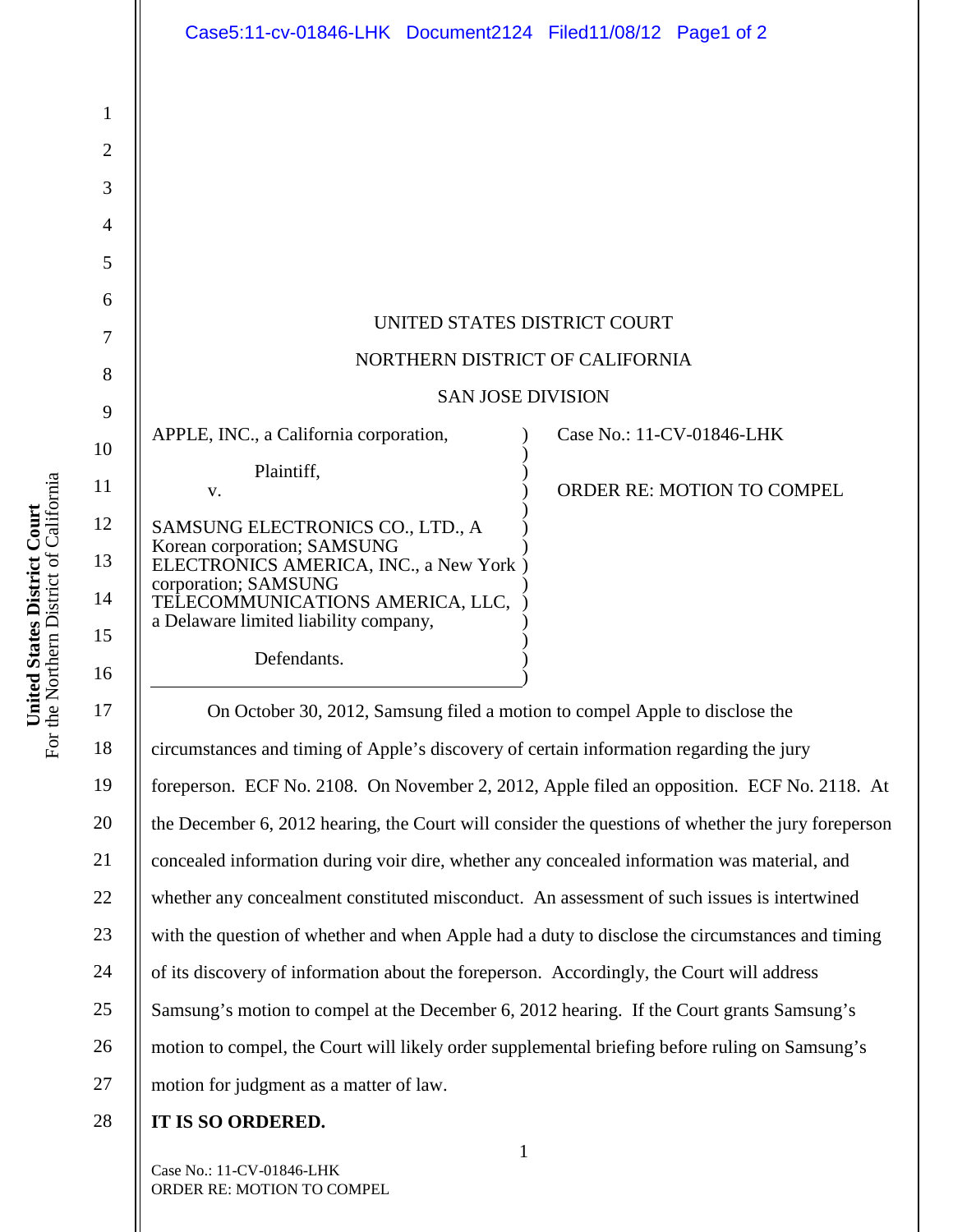UNITED STATES DISTRICT COURT

NORTHERN DISTRICT OF CALIFORNIA

SAN JOSE DIVISION

APPLE, INC., a California corporation,

Plaintiff,

v.

SAMSUNG ELECTRONICS CO., LTD., A Korean corporation; SAMSUNG ELECTRONICS AMERICA, INC., a New York corporation; SAMSUNG TELECOMMUNICATIONS AMERICA, LLC, a Delaware limited liability company,

Defendants.

Case No.: 11-CV-01846-LHK

ORDER RE: MOTION TO COMPEL

On October 30, 2012, Samsung filed a motion to compel Apple to disclose the circumstances and timing of Apple's discovery of certain information regarding the jury foreperson. ECF No. 2108. On November 2, 2012, Apple filed an opposition. ECF No. 2118. At the December 6, 2012 hearing, the Court will consider the questions of whether the jury foreperson concealed information during voir dire, whether any concealed information was material, and whether any concealment constituted misconduct. An assessment of such issues is intertwined with the question of whether and when Apple had a duty to disclose the circumstances and timing of its discovery of information about the foreperson. Accordingly, the Court will address Samsung's motion to compel at the December 6, 2012 hearing. If the Court grants Samsung's motion to compel, the Court will likely order supplemental briefing before ruling on Samsung's motion for judgment as a matter of law.

**IT IS SO ORDERED.**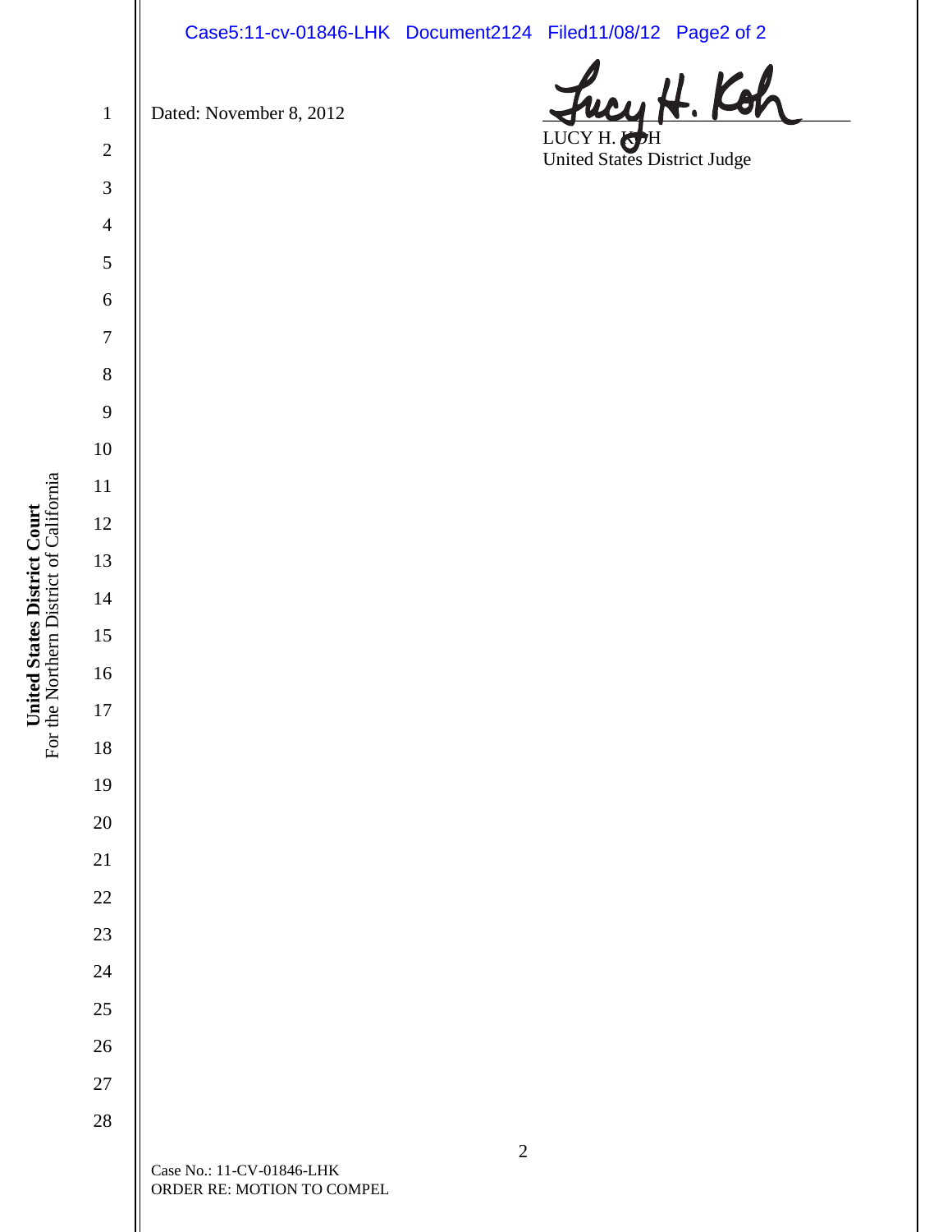Dated: November 8, 2012

Lucy H. Koh
LUCY H. KOH
United States District Judge

Case No.: 11-CV-01846-LHK
ORDER RE: MOTION TO COMPEL